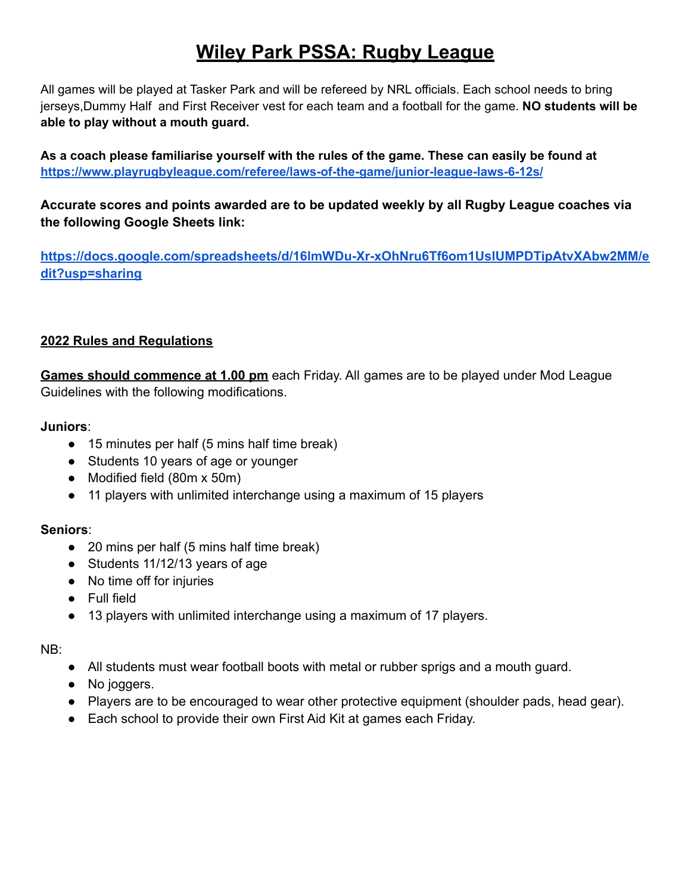# Wiley Park PSSA: Rugby League

All games will be played at Tasker Park and will be refereed by NRL officials. Each school needs to bring jerseys,Dummy Half and First Receiver vest for each team and a football for the game. **NO students will be able to play without a mouth guard.**

**As a coach please familiarise yourself with the rules of the game. These can easily be found at [https://www.playrugbyleague.com/referee/laws-of-the-game/junior-league-laws-6-12s/](https://www.playrugbyleague.com/referee/laws-of-the-game/junior-league-laws-6-12s/)**

**Accurate scores and points awarded are to be updated weekly by all Rugby League coaches via the following Google Sheets link:**

**[https://docs.google.com/spreadsheets/d/16lmWDu-Xr-xOhNru6Tf6om1UslUMPDTipAtvXAbw2MM/edit?usp=sharing](https://docs.google.com/spreadsheets/d/16lmWDu-Xr-xOhNru6Tf6om1UslUMPDTipAtvXAbw2MM/edit?usp=sharing)**

## 2022 Rules and Regulations

**Games should commence at 1.00 pm** each Friday. All games are to be played under Mod League Guidelines with the following modifications.

**Juniors**:

- 15 minutes per half (5 mins half time break)
- Students 10 years of age or younger
- Modified field (80m x 50m)
- 11 players with unlimited interchange using a maximum of 15 players

**Seniors**:

- 20 mins per half (5 mins half time break)
- Students 11/12/13 years of age
- No time off for injuries
- Full field
- 13 players with unlimited interchange using a maximum of 17 players.

NB:

- All students must wear football boots with metal or rubber sprigs and a mouth guard.
- No joggers.
- Players are to be encouraged to wear other protective equipment (shoulder pads, head gear).
- Each school to provide their own First Aid Kit at games each Friday.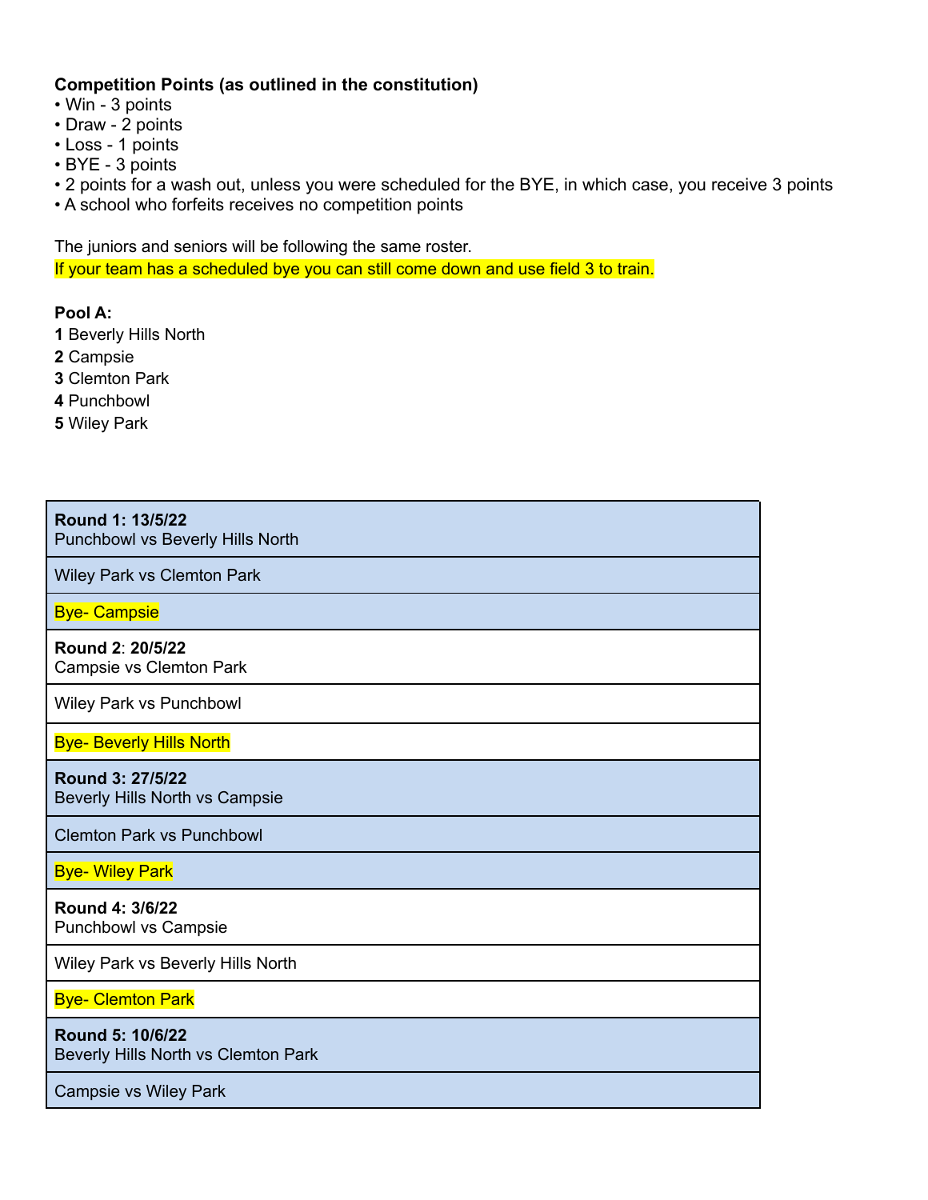**Competition Points (as outlined in the constitution)**

- Win - 3 points
- Draw - 2 points
- Loss - 1 points
- BYE - 3 points
- 2 points for a wash out, unless you were scheduled for the BYE, in which case, you receive 3 points
- A school who forfeits receives no competition points

The juniors and seniors will be following the same roster.
If your team has a scheduled bye you can still come down and use field 3 to train.

**Pool A:**
**1** Beverly Hills North
**2** Campsie
**3** Clemton Park
**4** Punchbowl
**5** Wiley Park

| |
|---|
| **Round 1: 13/5/22**<br>Punchbowl vs Beverly Hills North |
| Wiley Park vs Clemton Park |
| Bye- Campsie |
| **Round 2**: **20/5/22**<br>Campsie vs Clemton Park |
| Wiley Park vs Punchbowl |
| Bye- Beverly Hills North |
| **Round 3: 27/5/22**<br>Beverly Hills North vs Campsie |
| Clemton Park vs Punchbowl |
| Bye- Wiley Park |
| **Round 4: 3/6/22**<br>Punchbowl vs Campsie |
| Wiley Park vs Beverly Hills North |
| Bye- Clemton Park |
| **Round 5: 10/6/22**<br>Beverly Hills North vs Clemton Park |
| Campsie vs Wiley Park |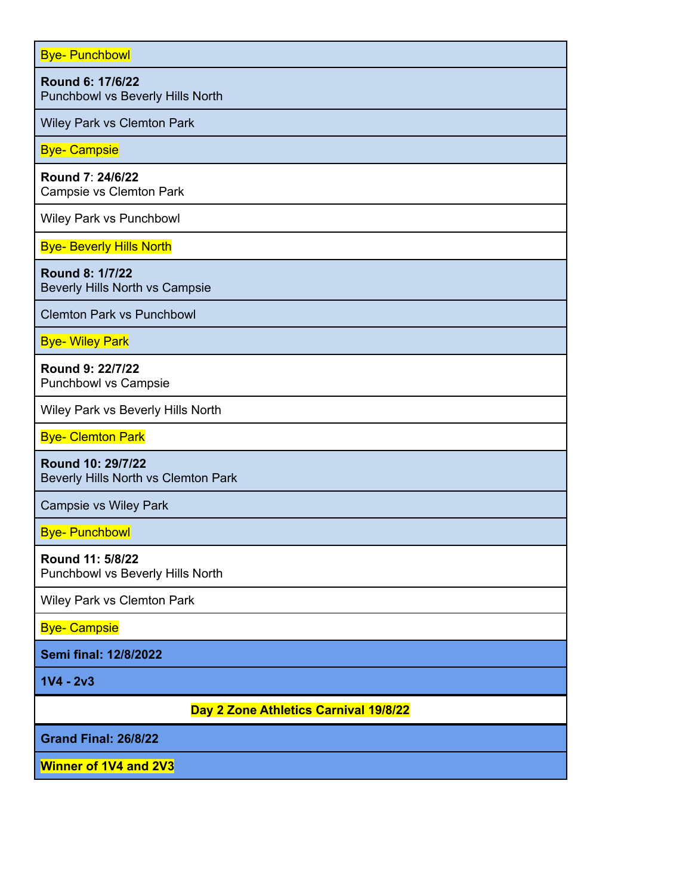| |
|---|
| Bye- Punchbowl |
| **Round 6: 17/6/22**<br>Punchbowl vs Beverly Hills North |
| Wiley Park vs Clemton Park |
| Bye- Campsie |
| **Round 7**: **24/6/22**<br>Campsie vs Clemton Park |
| Wiley Park vs Punchbowl |
| Bye- Beverly Hills North |
| **Round 8: 1/7/22**<br>Beverly Hills North vs Campsie |
| Clemton Park vs Punchbowl |
| Bye- Wiley Park |
| **Round 9: 22/7/22**<br>Punchbowl vs Campsie |
| Wiley Park vs Beverly Hills North |
| Bye- Clemton Park |
| **Round 10: 29/7/22**<br>Beverly Hills North vs Clemton Park |
| Campsie vs Wiley Park |
| Bye- Punchbowl |
| **Round 11: 5/8/22**<br>Punchbowl vs Beverly Hills North |
| Wiley Park vs Clemton Park |
| Bye- Campsie |
| **Semi final: 12/8/2022** |
| **1V4 - 2v3** |
| **Day 2 Zone Athletics Carnival 19/8/22** |
| **Grand Final: 26/8/22** |
| **Winner of 1V4 and 2V3** |